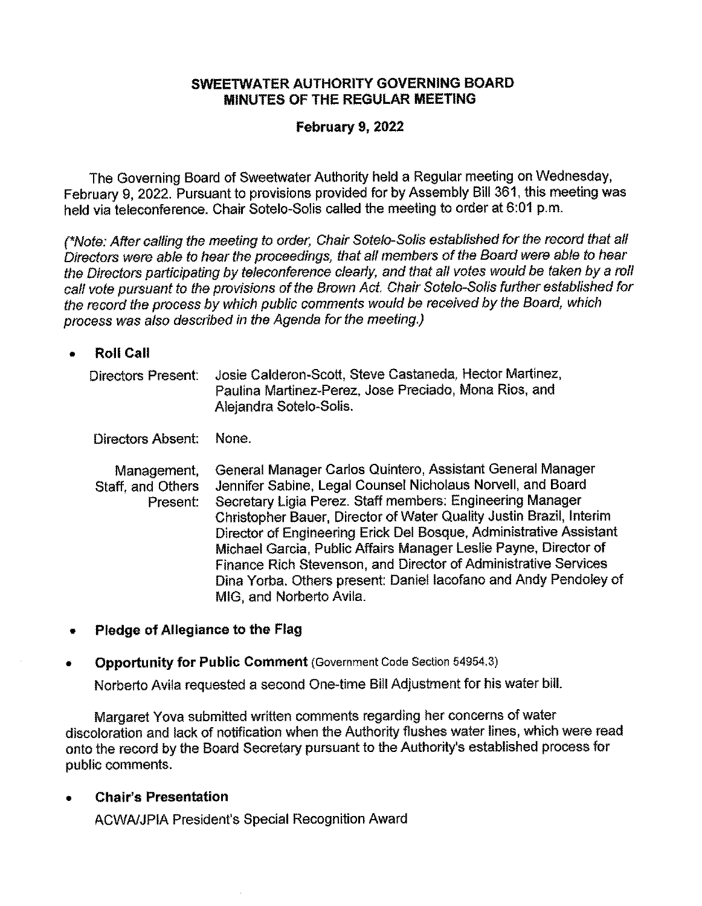# SWEETWATER AUTHORITY GOVERNING BOARD
## MINUTES OF THE REGULAR MEETING

**February 9, 2022**

The Governing Board of Sweetwater Authority held a Regular meeting on Wednesday, February 9, 2022. Pursuant to provisions provided for by Assembly Bill 361, this meeting was held via teleconference. Chair Sotelo-Solis called the meeting to order at 6:01 p.m.

*(\*Note: After calling the meeting to order, Chair Sotelo-Solis established for the record that all Directors were able to hear the proceedings, that all members of the Board were able to hear the Directors participating by teleconference clearly, and that all votes would be taken by a roll call vote pursuant to the provisions of the Brown Act. Chair Sotelo-Solis further established for the record the process by which public comments would be received by the Board, which process was also described in the Agenda for the meeting.)*

- **Roll Call**

  Directors Present: Josie Calderon-Scott, Steve Castaneda, Hector Martinez, Paulina Martinez-Perez, Jose Preciado, Mona Rios, and Alejandra Sotelo-Solis.

  Directors Absent: None.

  Management, Staff, and Others Present: General Manager Carlos Quintero, Assistant General Manager Jennifer Sabine, Legal Counsel Nicholaus Norvell, and Board Secretary Ligia Perez. Staff members: Engineering Manager Christopher Bauer, Director of Water Quality Justin Brazil, Interim Director of Engineering Erick Del Bosque, Administrative Assistant Michael Garcia, Public Affairs Manager Leslie Payne, Director of Finance Rich Stevenson, and Director of Administrative Services Dina Yorba. Others present: Daniel Iacofano and Andy Pendoley of MIG, and Norberto Avila.

- **Pledge of Allegiance to the Flag**

- **Opportunity for Public Comment** (Government Code Section 54954.3)

  Norberto Avila requested a second One-time Bill Adjustment for his water bill.

  Margaret Yova submitted written comments regarding her concerns of water discoloration and lack of notification when the Authority flushes water lines, which were read onto the record by the Board Secretary pursuant to the Authority's established process for public comments.

- **Chair's Presentation**

  ACWA/JPIA President's Special Recognition Award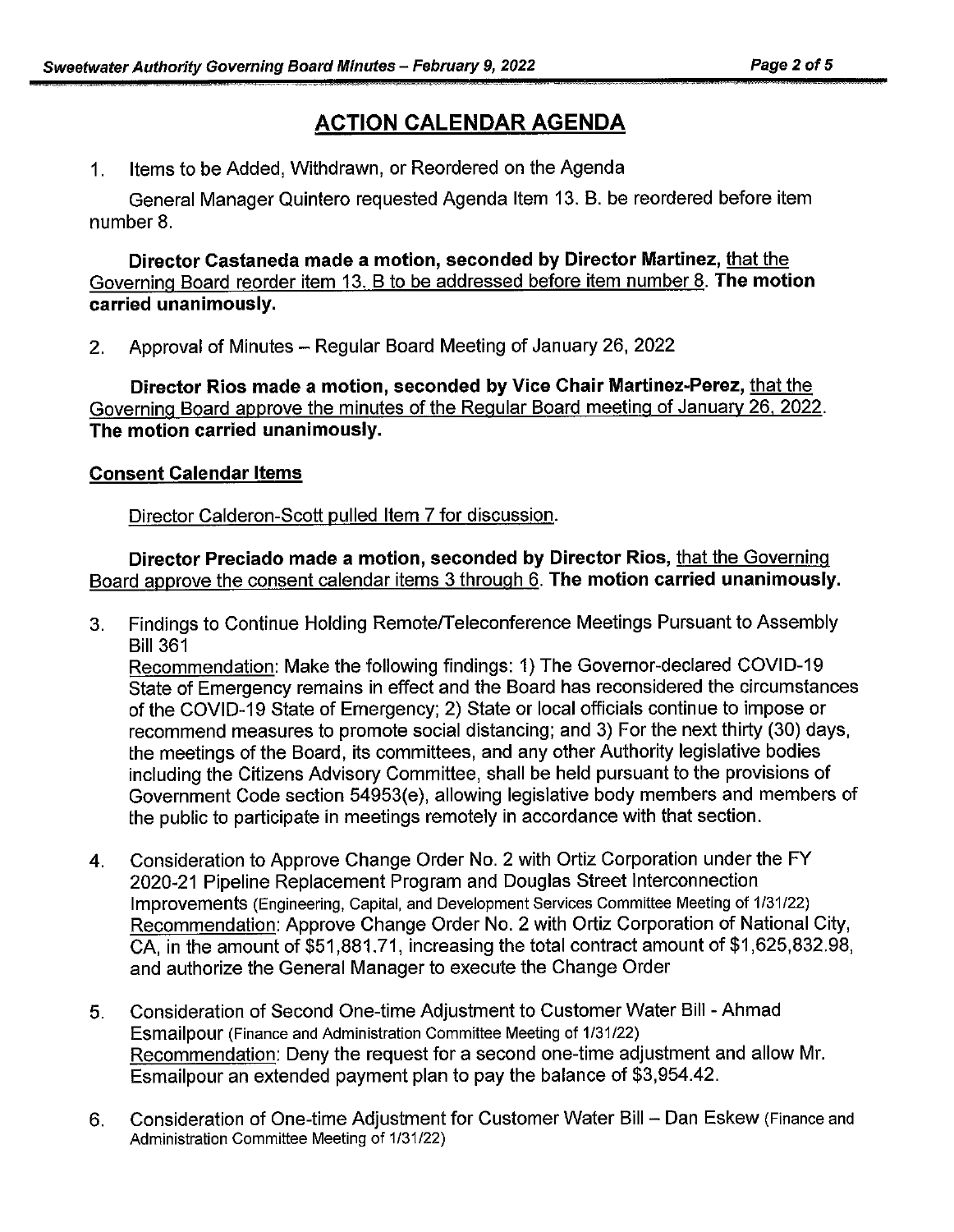## ACTION CALENDAR AGENDA

1. Items to be Added, Withdrawn, or Reordered on the Agenda

   General Manager Quintero requested Agenda Item 13. B. be reordered before item number 8.

   **Director Castaneda made a motion, seconded by Director Martinez,** that the Governing Board reorder item 13. B to be addressed before item number 8. **The motion carried unanimously.**

2. Approval of Minutes – Regular Board Meeting of January 26, 2022

   **Director Rios made a motion, seconded by Vice Chair Martinez-Perez,** that the Governing Board approve the minutes of the Regular Board meeting of January 26, 2022. **The motion carried unanimously.**

**Consent Calendar Items**

Director Calderon-Scott pulled Item 7 for discussion.

**Director Preciado made a motion, seconded by Director Rios,** that the Governing Board approve the consent calendar items 3 through 6. **The motion carried unanimously.**

3. Findings to Continue Holding Remote/Teleconference Meetings Pursuant to Assembly Bill 361
   Recommendation: Make the following findings: 1) The Governor-declared COVID-19 State of Emergency remains in effect and the Board has reconsidered the circumstances of the COVID-19 State of Emergency; 2) State or local officials continue to impose or recommend measures to promote social distancing; and 3) For the next thirty (30) days, the meetings of the Board, its committees, and any other Authority legislative bodies including the Citizens Advisory Committee, shall be held pursuant to the provisions of Government Code section 54953(e), allowing legislative body members and members of the public to participate in meetings remotely in accordance with that section.

4. Consideration to Approve Change Order No. 2 with Ortiz Corporation under the FY 2020-21 Pipeline Replacement Program and Douglas Street Interconnection Improvements (Engineering, Capital, and Development Services Committee Meeting of 1/31/22)
   Recommendation: Approve Change Order No. 2 with Ortiz Corporation of National City, CA, in the amount of $51,881.71, increasing the total contract amount of $1,625,832.98, and authorize the General Manager to execute the Change Order

5. Consideration of Second One-time Adjustment to Customer Water Bill - Ahmad Esmailpour (Finance and Administration Committee Meeting of 1/31/22)
   Recommendation: Deny the request for a second one-time adjustment and allow Mr. Esmailpour an extended payment plan to pay the balance of $3,954.42.

6. Consideration of One-time Adjustment for Customer Water Bill – Dan Eskew (Finance and Administration Committee Meeting of 1/31/22)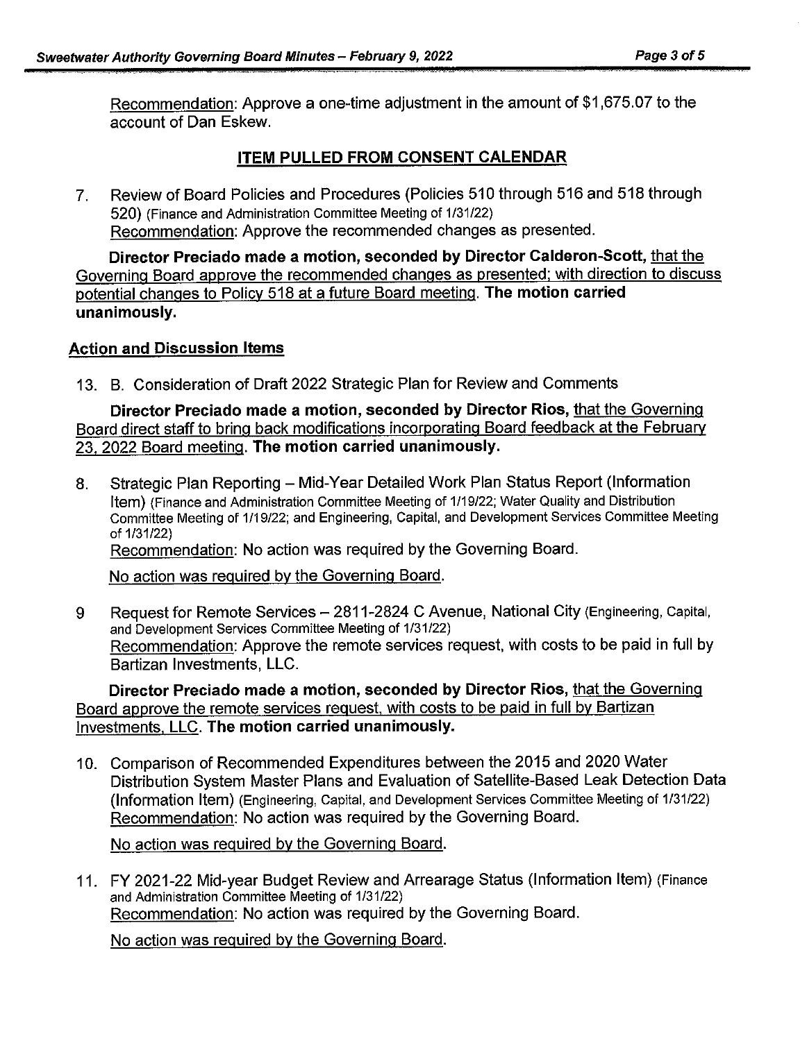Recommendation: Approve a one-time adjustment in the amount of $1,675.07 to the account of Dan Eskew.

## ITEM PULLED FROM CONSENT CALENDAR

7. Review of Board Policies and Procedures (Policies 510 through 516 and 518 through 520) (Finance and Administration Committee Meeting of 1/31/22)
   Recommendation: Approve the recommended changes as presented.

**Director Preciado made a motion, seconded by Director Calderon-Scott,** that the Governing Board approve the recommended changes as presented; with direction to discuss potential changes to Policy 518 at a future Board meeting. **The motion carried unanimously.**

### Action and Discussion Items

13. B. Consideration of Draft 2022 Strategic Plan for Review and Comments

**Director Preciado made a motion, seconded by Director Rios,** that the Governing Board direct staff to bring back modifications incorporating Board feedback at the February 23, 2022 Board meeting. **The motion carried unanimously.**

8. Strategic Plan Reporting – Mid-Year Detailed Work Plan Status Report (Information Item) (Finance and Administration Committee Meeting of 1/19/22; Water Quality and Distribution Committee Meeting of 1/19/22; and Engineering, Capital, and Development Services Committee Meeting of 1/31/22)
   Recommendation: No action was required by the Governing Board.

   No action was required by the Governing Board.

9. Request for Remote Services – 2811-2824 C Avenue, National City (Engineering, Capital, and Development Services Committee Meeting of 1/31/22)
   Recommendation: Approve the remote services request, with costs to be paid in full by Bartizan Investments, LLC.

**Director Preciado made a motion, seconded by Director Rios,** that the Governing Board approve the remote services request, with costs to be paid in full by Bartizan Investments, LLC. **The motion carried unanimously.**

10. Comparison of Recommended Expenditures between the 2015 and 2020 Water Distribution System Master Plans and Evaluation of Satellite-Based Leak Detection Data (Information Item) (Engineering, Capital, and Development Services Committee Meeting of 1/31/22)
    Recommendation: No action was required by the Governing Board.

    No action was required by the Governing Board.

11. FY 2021-22 Mid-year Budget Review and Arrearage Status (Information Item) (Finance and Administration Committee Meeting of 1/31/22)
    Recommendation: No action was required by the Governing Board.

    No action was required by the Governing Board.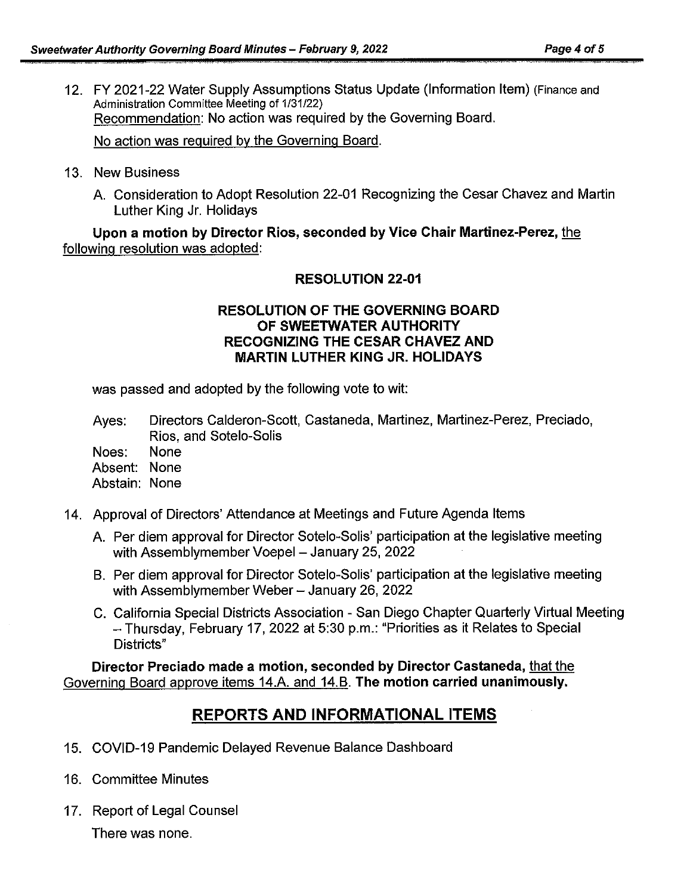12. FY 2021-22 Water Supply Assumptions Status Update (Information Item) (Finance and Administration Committee Meeting of 1/31/22)
   Recommendation: No action was required by the Governing Board.

   No action was required by the Governing Board.

13. New Business

   A. Consideration to Adopt Resolution 22-01 Recognizing the Cesar Chavez and Martin Luther King Jr. Holidays

**Upon a motion by Director Rios, seconded by Vice Chair Martinez-Perez,** the following resolution was adopted:

**RESOLUTION 22-01**

**RESOLUTION OF THE GOVERNING BOARD OF SWEETWATER AUTHORITY RECOGNIZING THE CESAR CHAVEZ AND MARTIN LUTHER KING JR. HOLIDAYS**

was passed and adopted by the following vote to wit:

Ayes: Directors Calderon-Scott, Castaneda, Martinez, Martinez-Perez, Preciado, Rios, and Sotelo-Solis
Noes: None
Absent: None
Abstain: None

14. Approval of Directors' Attendance at Meetings and Future Agenda Items

   A. Per diem approval for Director Sotelo-Solis' participation at the legislative meeting with Assemblymember Voepel – January 25, 2022

   B. Per diem approval for Director Sotelo-Solis' participation at the legislative meeting with Assemblymember Weber – January 26, 2022

   C. California Special Districts Association - San Diego Chapter Quarterly Virtual Meeting – Thursday, February 17, 2022 at 5:30 p.m.: "Priorities as it Relates to Special Districts"

**Director Preciado made a motion, seconded by Director Castaneda,** that the Governing Board approve items 14.A. and 14.B. **The motion carried unanimously.**

## REPORTS AND INFORMATIONAL ITEMS

15. COVID-19 Pandemic Delayed Revenue Balance Dashboard

16. Committee Minutes

17. Report of Legal Counsel

   There was none.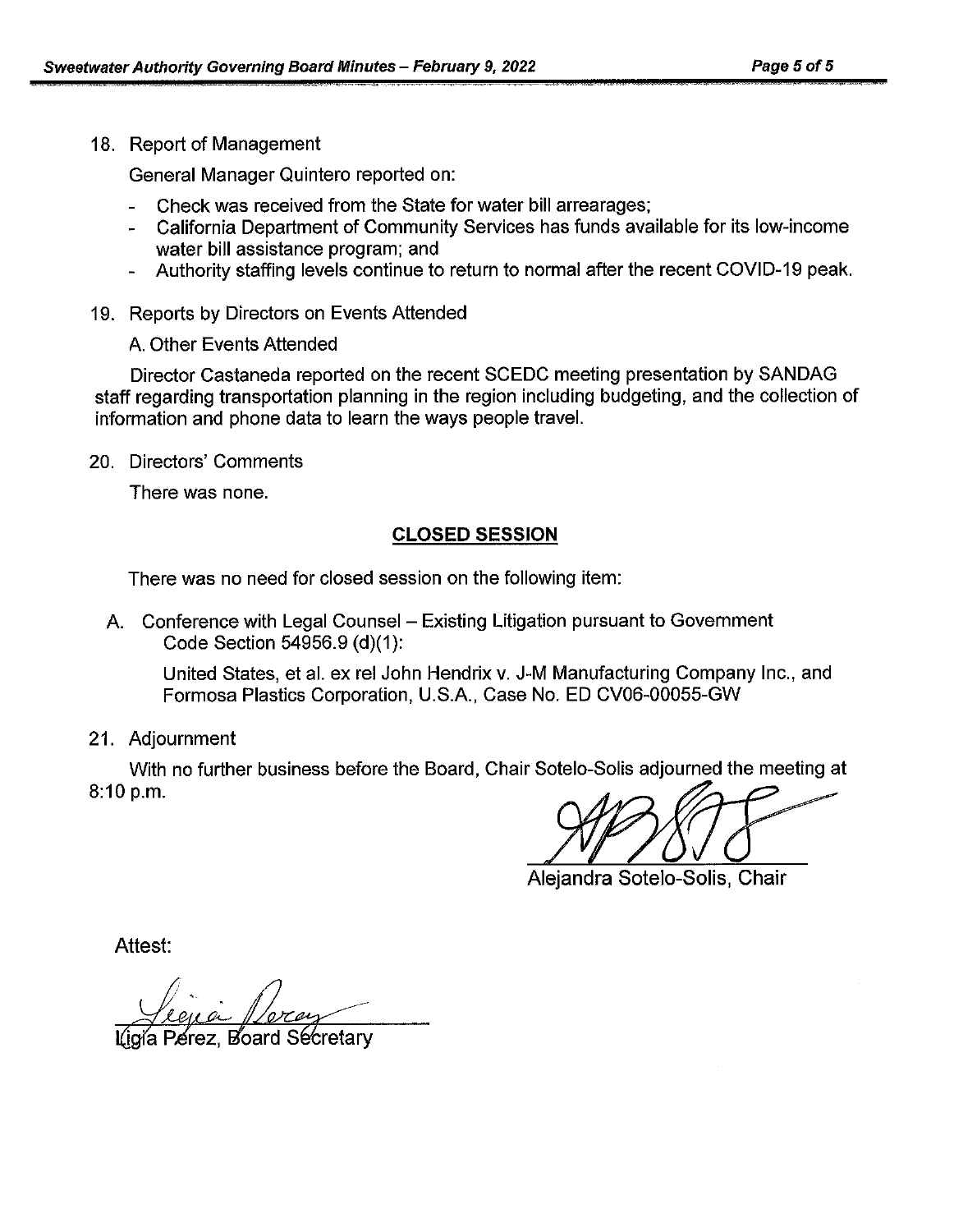18. Report of Management

    General Manager Quintero reported on:

    - Check was received from the State for water bill arrearages;
    - California Department of Community Services has funds available for its low-income water bill assistance program; and
    - Authority staffing levels continue to return to normal after the recent COVID-19 peak.

19. Reports by Directors on Events Attended

    A. Other Events Attended

    Director Castaneda reported on the recent SCEDC meeting presentation by SANDAG staff regarding transportation planning in the region including budgeting, and the collection of information and phone data to learn the ways people travel.

20. Directors' Comments

    There was none.

## CLOSED SESSION

There was no need for closed session on the following item:

A. Conference with Legal Counsel – Existing Litigation pursuant to Government Code Section 54956.9 (d)(1):

   United States, et al. ex rel John Hendrix v. J-M Manufacturing Company Inc., and Formosa Plastics Corporation, U.S.A., Case No. ED CV06-00055-GW

21. Adjournment

    With no further business before the Board, Chair Sotelo-Solis adjourned the meeting at 8:10 p.m.

Alejandra Sotelo-Solis, Chair

Attest:

Ligia Pérez, Board Secretary